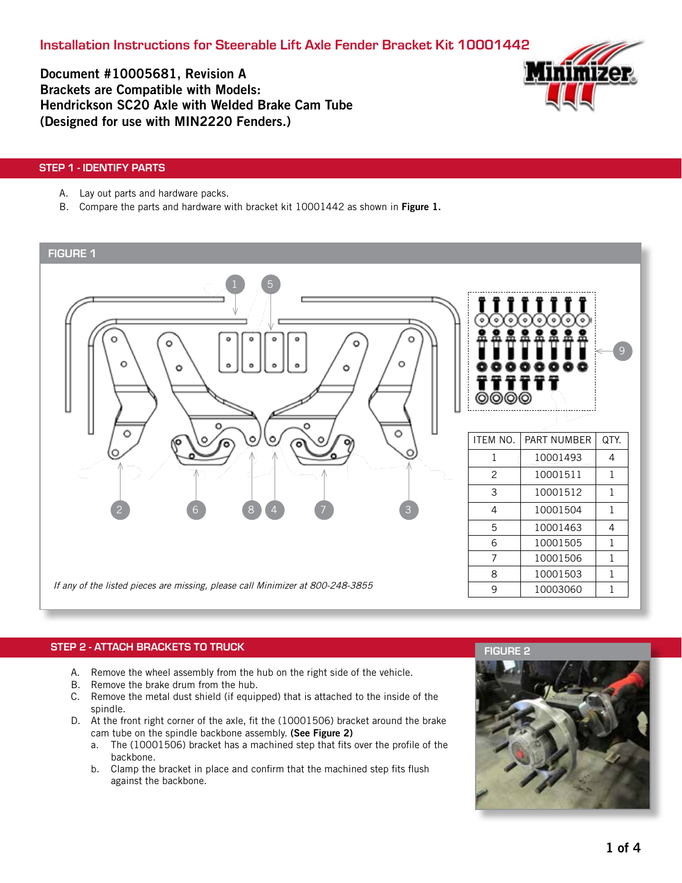# Installation Instructions for Steerable Lift Axle Fender Bracket Kit 10001442

**Document #10005681, Revision A**
**Brackets are Compatible with Models:**
**Hendrickson SC20 Axle with Welded Brake Cam Tube**
**(Designed for use with MIN2220 Fenders.)**

## STEP 1 - IDENTIFY PARTS

A. Lay out parts and hardware packs.
B. Compare the parts and hardware with bracket kit 10001442 as shown in **Figure 1.**

### FIGURE 1

| ITEM NO. | PART NUMBER | QTY. |
|---|---|---|
| 1 | 10001493 | 4 |
| 2 | 10001511 | 1 |
| 3 | 10001512 | 1 |
| 4 | 10001504 | 1 |
| 5 | 10001463 | 4 |
| 6 | 10001505 | 1 |
| 7 | 10001506 | 1 |
| 8 | 10001503 | 1 |
| 9 | 10003060 | 1 |

*If any of the listed pieces are missing, please call Minimizer at 800-248-3855*

## STEP 2 - ATTACH BRACKETS TO TRUCK

A. Remove the wheel assembly from the hub on the right side of the vehicle.
B. Remove the brake drum from the hub.
C. Remove the metal dust shield (if equipped) that is attached to the inside of the spindle.
D. At the front right corner of the axle, fit the (10001506) bracket around the brake cam tube on the spindle backbone assembly. **(See Figure 2)**
   a. The (10001506) bracket has a machined step that fits over the profile of the backbone.
   b. Clamp the bracket in place and confirm that the machined step fits flush against the backbone.

### FIGURE 2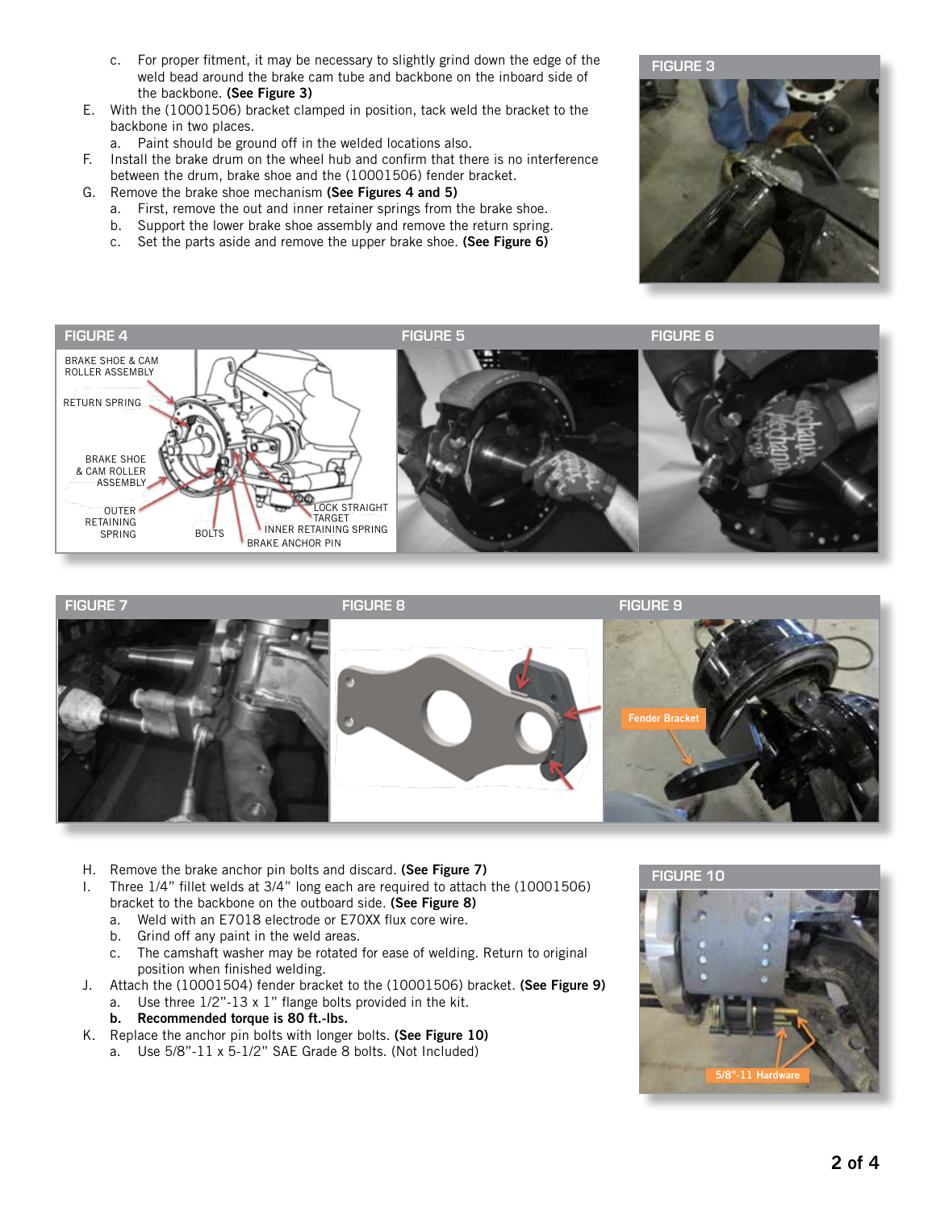c. For proper fitment, it may be necessary to slightly grind down the edge of the weld bead around the brake cam tube and backbone on the inboard side of the backbone. **(See Figure 3)**

E. With the (10001506) bracket clamped in position, tack weld the bracket to the backbone in two places.
   a. Paint should be ground off in the welded locations also.

F. Install the brake drum on the wheel hub and confirm that there is no interference between the drum, brake shoe and the (10001506) fender bracket.

G. Remove the brake shoe mechanism **(See Figures 4 and 5)**
   a. First, remove the out and inner retainer springs from the brake shoe.
   b. Support the lower brake shoe assembly and remove the return spring.
   c. Set the parts aside and remove the upper brake shoe. **(See Figure 6)**

FIGURE 3

FIGURE 4

BRAKE SHOE & CAM ROLLER ASSEMBLY
RETURN SPRING
BRAKE SHOE & CAM ROLLER ASSEMBLY
OUTER RETAINING SPRING
BOLTS
LOCK STRAIGHT TARGET
INNER RETAINING SPRING
BRAKE ANCHOR PIN

FIGURE 5

FIGURE 6

FIGURE 7

FIGURE 8

FIGURE 9

Fender Bracket

H. Remove the brake anchor pin bolts and discard. **(See Figure 7)**

I. Three 1/4" fillet welds at 3/4" long each are required to attach the (10001506) bracket to the backbone on the outboard side. **(See Figure 8)**
   a. Weld with an E7018 electrode or E70XX flux core wire.
   b. Grind off any paint in the weld areas.
   c. The camshaft washer may be rotated for ease of welding. Return to original position when finished welding.

J. Attach the (10001504) fender bracket to the (10001506) bracket. **(See Figure 9)**
   a. Use three 1/2"-13 x 1" flange bolts provided in the kit.
   **b. Recommended torque is 80 ft.-lbs.**

K. Replace the anchor pin bolts with longer bolts. **(See Figure 10)**
   a. Use 5/8"-11 x 5-1/2" SAE Grade 8 bolts. (Not Included)

FIGURE 10

5/8"-11 Hardware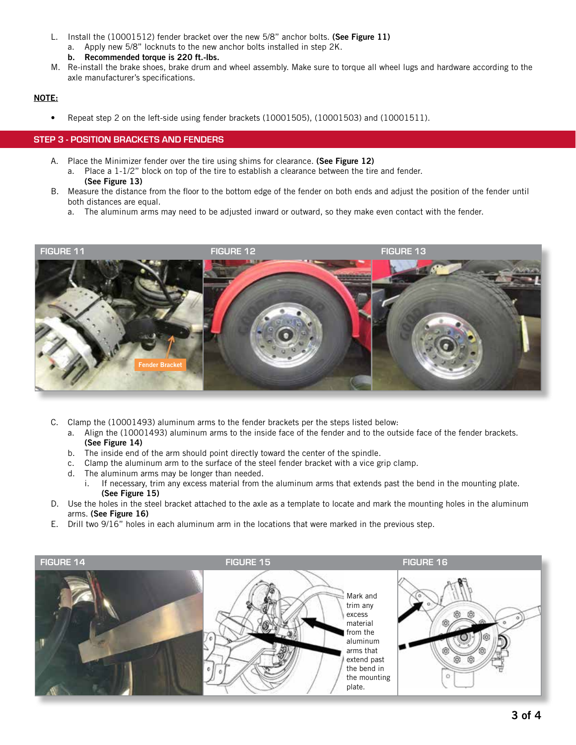L. Install the (10001512) fender bracket over the new 5/8" anchor bolts. **(See Figure 11)**
   a. Apply new 5/8" locknuts to the new anchor bolts installed in step 2K.
   **b. Recommended torque is 220 ft.-lbs.**

M. Re-install the brake shoes, brake drum and wheel assembly. Make sure to torque all wheel lugs and hardware according to the axle manufacturer's specifications.

**NOTE:**

- Repeat step 2 on the left-side using fender brackets (10001505), (10001503) and (10001511).

## STEP 3 - POSITION BRACKETS AND FENDERS

A. Place the Minimizer fender over the tire using shims for clearance. **(See Figure 12)**
   a. Place a 1-1/2" block on top of the tire to establish a clearance between the tire and fender. **(See Figure 13)**

B. Measure the distance from the floor to the bottom edge of the fender on both ends and adjust the position of the fender until both distances are equal.
   a. The aluminum arms may need to be adjusted inward or outward, so they make even contact with the fender.

FIGURE 11

Fender Bracket

FIGURE 12

FIGURE 13

C. Clamp the (10001493) aluminum arms to the fender brackets per the steps listed below:
   a. Align the (10001493) aluminum arms to the inside face of the fender and to the outside face of the fender brackets. **(See Figure 14)**
   b. The inside end of the arm should point directly toward the center of the spindle.
   c. Clamp the aluminum arm to the surface of the steel fender bracket with a vice grip clamp.
   d. The aluminum arms may be longer than needed.
      i. If necessary, trim any excess material from the aluminum arms that extends past the bend in the mounting plate. **(See Figure 15)**

D. Use the holes in the steel bracket attached to the axle as a template to locate and mark the mounting holes in the aluminum arms. **(See Figure 16)**

E. Drill two 9/16" holes in each aluminum arm in the locations that were marked in the previous step.

FIGURE 14

FIGURE 15

Mark and trim any excess material from the aluminum arms that extend past the bend in the mounting plate.

FIGURE 16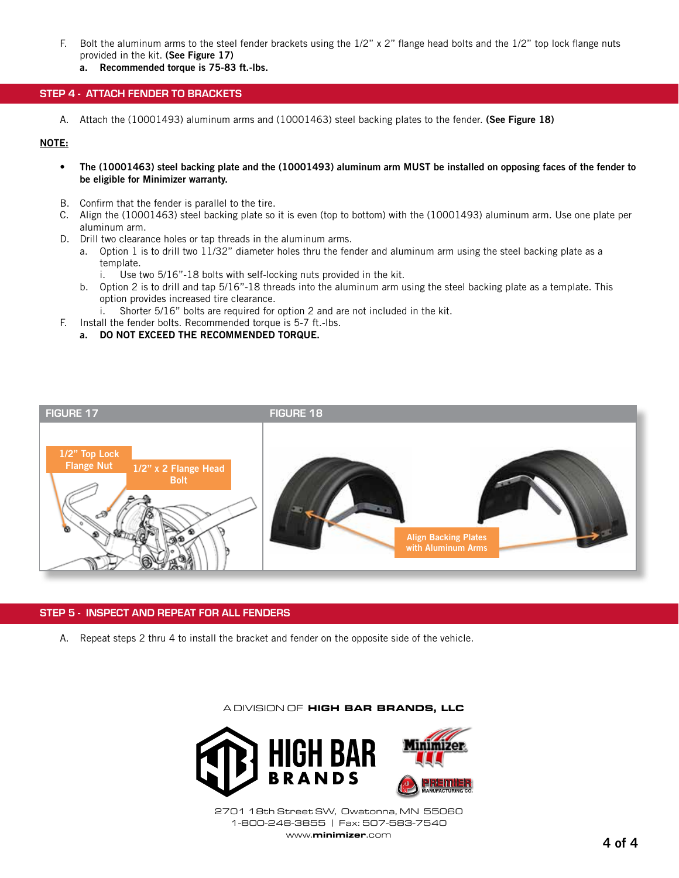F. Bolt the aluminum arms to the steel fender brackets using the 1/2" x 2" flange head bolts and the 1/2" top lock flange nuts provided in the kit. **(See Figure 17)**
   **a. Recommended torque is 75-83 ft.-lbs.**

## STEP 4 - ATTACH FENDER TO BRACKETS

A. Attach the (10001493) aluminum arms and (10001463) steel backing plates to the fender. **(See Figure 18)**

**NOTE:**

- **The (10001463) steel backing plate and the (10001493) aluminum arm MUST be installed on opposing faces of the fender to be eligible for Minimizer warranty.**

B. Confirm that the fender is parallel to the tire.

C. Align the (10001463) steel backing plate so it is even (top to bottom) with the (10001493) aluminum arm. Use one plate per aluminum arm.

D. Drill two clearance holes or tap threads in the aluminum arms.
   a. Option 1 is to drill two 11/32" diameter holes thru the fender and aluminum arm using the steel backing plate as a template.
      i. Use two 5/16"-18 bolts with self-locking nuts provided in the kit.
   b. Option 2 is to drill and tap 5/16"-18 threads into the aluminum arm using the steel backing plate as a template. This option provides increased tire clearance.
      i. Shorter 5/16" bolts are required for option 2 and are not included in the kit.

F. Install the fender bolts. Recommended torque is 5-7 ft.-lbs.
   **a. DO NOT EXCEED THE RECOMMENDED TORQUE.**

FIGURE 17

1/2" Top Lock Flange Nut

1/2" x 2 Flange Head Bolt

FIGURE 18

Align Backing Plates with Aluminum Arms

## STEP 5 - INSPECT AND REPEAT FOR ALL FENDERS

A. Repeat steps 2 thru 4 to install the bracket and fender on the opposite side of the vehicle.

A DIVISION OF **HIGH BAR BRANDS, LLC**

HIGH BAR BRANDS

Minimizer

PREMIER MANUFACTURING CO.

2701 18th Street SW, Owatonna, MN 55060
1-800-248-3855 | Fax: 507-583-7540
www.**minimizer**.com